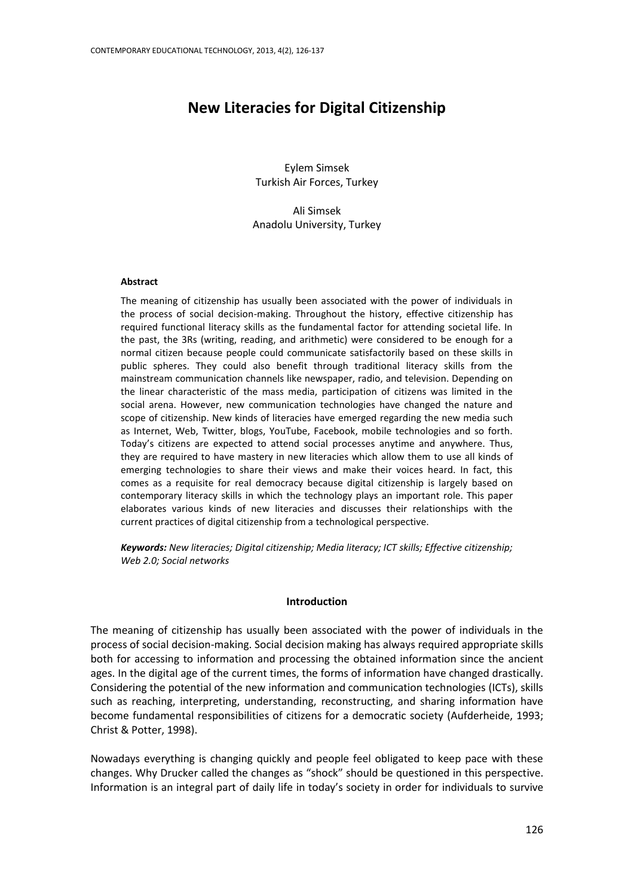# New Literacies for Digital Citizenship

Eylem Simsek
Turkish Air Forces, Turkey

Ali Simsek
Anadolu University, Turkey

### Abstract

The meaning of citizenship has usually been associated with the power of individuals in the process of social decision-making. Throughout the history, effective citizenship has required functional literacy skills as the fundamental factor for attending societal life. In the past, the 3Rs (writing, reading, and arithmetic) were considered to be enough for a normal citizen because people could communicate satisfactorily based on these skills in public spheres. They could also benefit through traditional literacy skills from the mainstream communication channels like newspaper, radio, and television. Depending on the linear characteristic of the mass media, participation of citizens was limited in the social arena. However, new communication technologies have changed the nature and scope of citizenship. New kinds of literacies have emerged regarding the new media such as Internet, Web, Twitter, blogs, YouTube, Facebook, mobile technologies and so forth. Today's citizens are expected to attend social processes anytime and anywhere. Thus, they are required to have mastery in new literacies which allow them to use all kinds of emerging technologies to share their views and make their voices heard. In fact, this comes as a requisite for real democracy because digital citizenship is largely based on contemporary literacy skills in which the technology plays an important role. This paper elaborates various kinds of new literacies and discusses their relationships with the current practices of digital citizenship from a technological perspective.

***Keywords:*** *New literacies; Digital citizenship; Media literacy; ICT skills; Effective citizenship; Web 2.0; Social networks*

## Introduction

The meaning of citizenship has usually been associated with the power of individuals in the process of social decision-making. Social decision making has always required appropriate skills both for accessing to information and processing the obtained information since the ancient ages. In the digital age of the current times, the forms of information have changed drastically. Considering the potential of the new information and communication technologies (ICTs), skills such as reaching, interpreting, understanding, reconstructing, and sharing information have become fundamental responsibilities of citizens for a democratic society (Aufderheide, 1993; Christ & Potter, 1998).

Nowadays everything is changing quickly and people feel obligated to keep pace with these changes. Why Drucker called the changes as "shock" should be questioned in this perspective. Information is an integral part of daily life in today's society in order for individuals to survive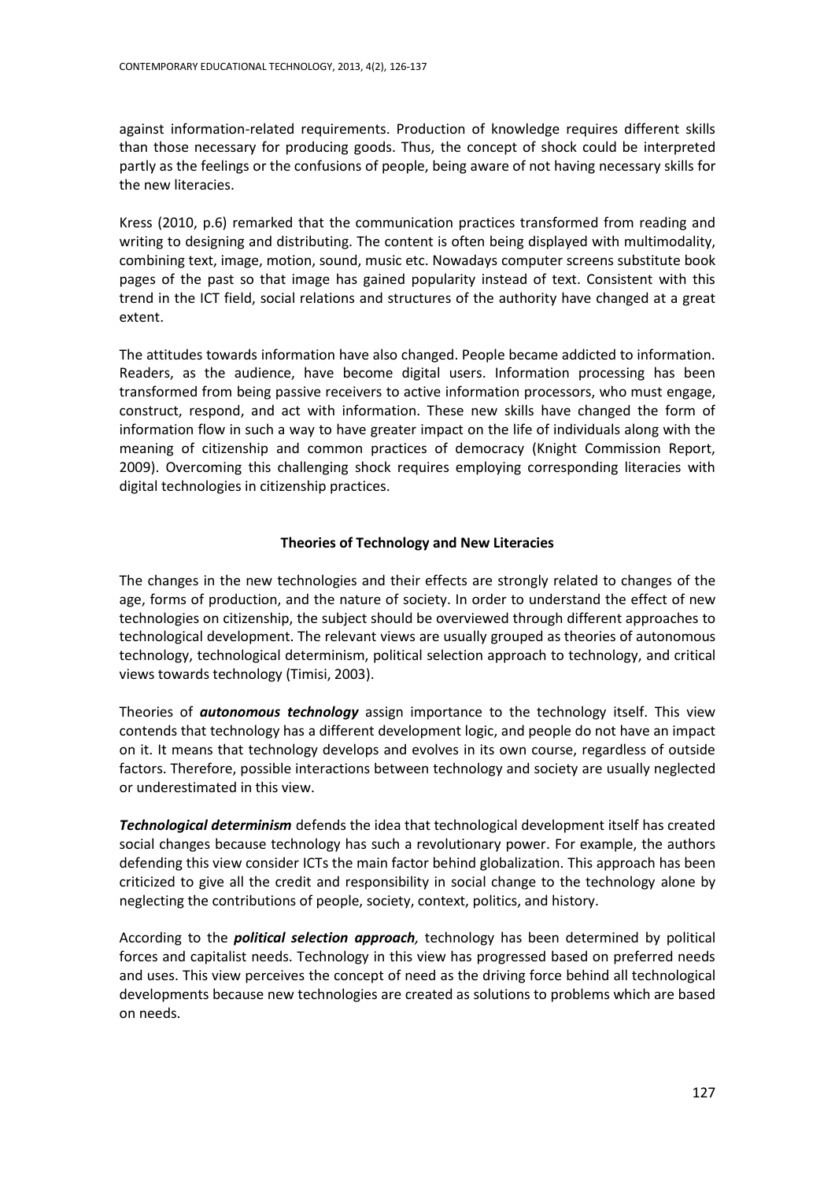against information-related requirements. Production of knowledge requires different skills than those necessary for producing goods. Thus, the concept of shock could be interpreted partly as the feelings or the confusions of people, being aware of not having necessary skills for the new literacies.

Kress (2010, p.6) remarked that the communication practices transformed from reading and writing to designing and distributing. The content is often being displayed with multimodality, combining text, image, motion, sound, music etc. Nowadays computer screens substitute book pages of the past so that image has gained popularity instead of text. Consistent with this trend in the ICT field, social relations and structures of the authority have changed at a great extent.

The attitudes towards information have also changed. People became addicted to information. Readers, as the audience, have become digital users. Information processing has been transformed from being passive receivers to active information processors, who must engage, construct, respond, and act with information. These new skills have changed the form of information flow in such a way to have greater impact on the life of individuals along with the meaning of citizenship and common practices of democracy (Knight Commission Report, 2009). Overcoming this challenging shock requires employing corresponding literacies with digital technologies in citizenship practices.

## Theories of Technology and New Literacies

The changes in the new technologies and their effects are strongly related to changes of the age, forms of production, and the nature of society. In order to understand the effect of new technologies on citizenship, the subject should be overviewed through different approaches to technological development. The relevant views are usually grouped as theories of autonomous technology, technological determinism, political selection approach to technology, and critical views towards technology (Timisi, 2003).

Theories of ***autonomous technology*** assign importance to the technology itself. This view contends that technology has a different development logic, and people do not have an impact on it. It means that technology develops and evolves in its own course, regardless of outside factors. Therefore, possible interactions between technology and society are usually neglected or underestimated in this view.

***Technological determinism*** defends the idea that technological development itself has created social changes because technology has such a revolutionary power. For example, the authors defending this view consider ICTs the main factor behind globalization. This approach has been criticized to give all the credit and responsibility in social change to the technology alone by neglecting the contributions of people, society, context, politics, and history.

According to the ***political selection approach,*** technology has been determined by political forces and capitalist needs. Technology in this view has progressed based on preferred needs and uses. This view perceives the concept of need as the driving force behind all technological developments because new technologies are created as solutions to problems which are based on needs.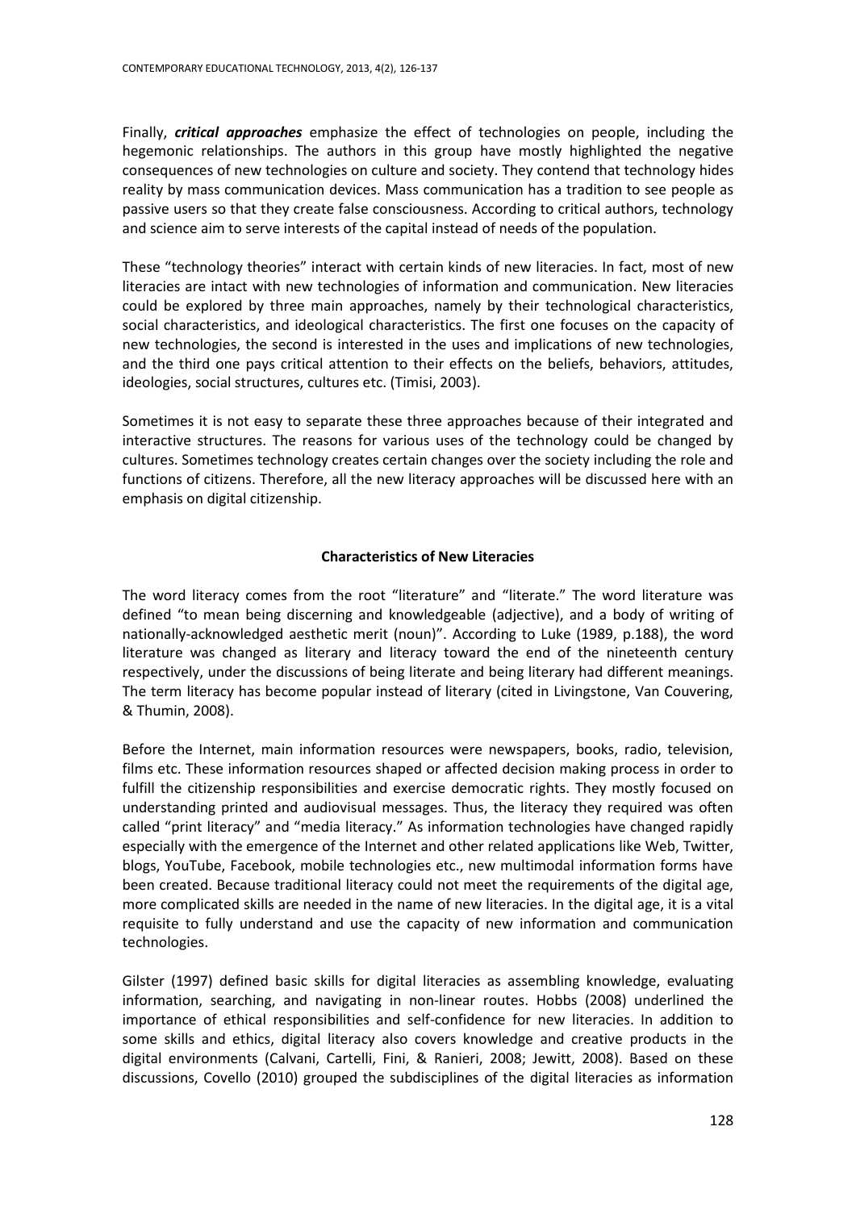Finally, ***critical approaches*** emphasize the effect of technologies on people, including the hegemonic relationships. The authors in this group have mostly highlighted the negative consequences of new technologies on culture and society. They contend that technology hides reality by mass communication devices. Mass communication has a tradition to see people as passive users so that they create false consciousness. According to critical authors, technology and science aim to serve interests of the capital instead of needs of the population.

These "technology theories" interact with certain kinds of new literacies. In fact, most of new literacies are intact with new technologies of information and communication. New literacies could be explored by three main approaches, namely by their technological characteristics, social characteristics, and ideological characteristics. The first one focuses on the capacity of new technologies, the second is interested in the uses and implications of new technologies, and the third one pays critical attention to their effects on the beliefs, behaviors, attitudes, ideologies, social structures, cultures etc. (Timisi, 2003).

Sometimes it is not easy to separate these three approaches because of their integrated and interactive structures. The reasons for various uses of the technology could be changed by cultures. Sometimes technology creates certain changes over the society including the role and functions of citizens. Therefore, all the new literacy approaches will be discussed here with an emphasis on digital citizenship.

## Characteristics of New Literacies

The word literacy comes from the root "literature" and "literate." The word literature was defined "to mean being discerning and knowledgeable (adjective), and a body of writing of nationally-acknowledged aesthetic merit (noun)". According to Luke (1989, p.188), the word literature was changed as literary and literacy toward the end of the nineteenth century respectively, under the discussions of being literate and being literary had different meanings. The term literacy has become popular instead of literary (cited in Livingstone, Van Couvering, & Thumin, 2008).

Before the Internet, main information resources were newspapers, books, radio, television, films etc. These information resources shaped or affected decision making process in order to fulfill the citizenship responsibilities and exercise democratic rights. They mostly focused on understanding printed and audiovisual messages. Thus, the literacy they required was often called "print literacy" and "media literacy." As information technologies have changed rapidly especially with the emergence of the Internet and other related applications like Web, Twitter, blogs, YouTube, Facebook, mobile technologies etc., new multimodal information forms have been created. Because traditional literacy could not meet the requirements of the digital age, more complicated skills are needed in the name of new literacies. In the digital age, it is a vital requisite to fully understand and use the capacity of new information and communication technologies.

Gilster (1997) defined basic skills for digital literacies as assembling knowledge, evaluating information, searching, and navigating in non-linear routes. Hobbs (2008) underlined the importance of ethical responsibilities and self-confidence for new literacies. In addition to some skills and ethics, digital literacy also covers knowledge and creative products in the digital environments (Calvani, Cartelli, Fini, & Ranieri, 2008; Jewitt, 2008). Based on these discussions, Covello (2010) grouped the subdisciplines of the digital literacies as information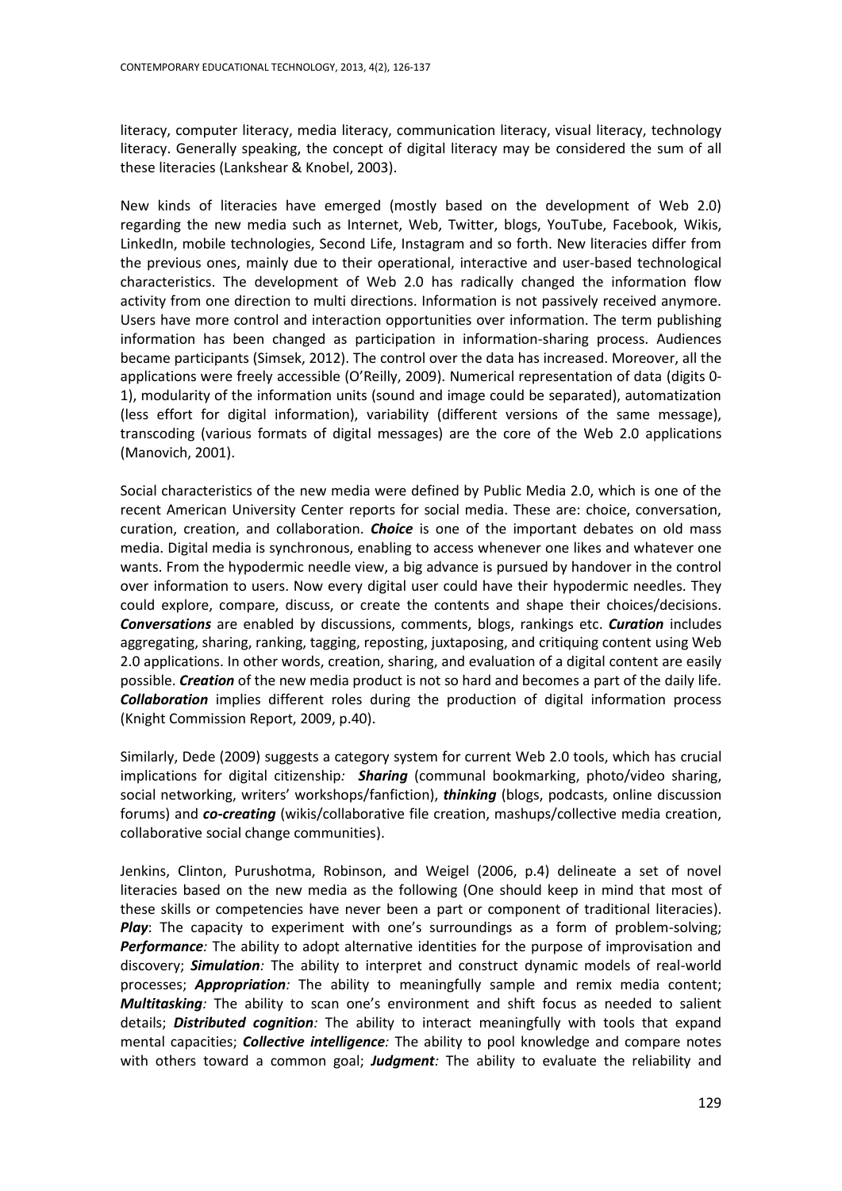literacy, computer literacy, media literacy, communication literacy, visual literacy, technology literacy. Generally speaking, the concept of digital literacy may be considered the sum of all these literacies (Lankshear & Knobel, 2003).

New kinds of literacies have emerged (mostly based on the development of Web 2.0) regarding the new media such as Internet, Web, Twitter, blogs, YouTube, Facebook, Wikis, LinkedIn, mobile technologies, Second Life, Instagram and so forth. New literacies differ from the previous ones, mainly due to their operational, interactive and user-based technological characteristics. The development of Web 2.0 has radically changed the information flow activity from one direction to multi directions. Information is not passively received anymore. Users have more control and interaction opportunities over information. The term publishing information has been changed as participation in information-sharing process. Audiences became participants (Simsek, 2012). The control over the data has increased. Moreover, all the applications were freely accessible (O'Reilly, 2009). Numerical representation of data (digits 0-1), modularity of the information units (sound and image could be separated), automatization (less effort for digital information), variability (different versions of the same message), transcoding (various formats of digital messages) are the core of the Web 2.0 applications (Manovich, 2001).

Social characteristics of the new media were defined by Public Media 2.0, which is one of the recent American University Center reports for social media. These are: choice, conversation, curation, creation, and collaboration. ***Choice*** is one of the important debates on old mass media. Digital media is synchronous, enabling to access whenever one likes and whatever one wants. From the hypodermic needle view, a big advance is pursued by handover in the control over information to users. Now every digital user could have their hypodermic needles. They could explore, compare, discuss, or create the contents and shape their choices/decisions. ***Conversations*** are enabled by discussions, comments, blogs, rankings etc. ***Curation*** includes aggregating, sharing, ranking, tagging, reposting, juxtaposing, and critiquing content using Web 2.0 applications. In other words, creation, sharing, and evaluation of a digital content are easily possible. ***Creation*** of the new media product is not so hard and becomes a part of the daily life. ***Collaboration*** implies different roles during the production of digital information process (Knight Commission Report, 2009, p.40).

Similarly, Dede (2009) suggests a category system for current Web 2.0 tools, which has crucial implications for digital citizenship*:* ***Sharing*** (communal bookmarking, photo/video sharing, social networking, writers' workshops/fanfiction), ***thinking*** (blogs, podcasts, online discussion forums) and ***co-creating*** (wikis/collaborative file creation, mashups/collective media creation, collaborative social change communities).

Jenkins, Clinton, Purushotma, Robinson, and Weigel (2006, p.4) delineate a set of novel literacies based on the new media as the following (One should keep in mind that most of these skills or competencies have never been a part or component of traditional literacies). ***Play***: The capacity to experiment with one's surroundings as a form of problem-solving; ***Performance****:* The ability to adopt alternative identities for the purpose of improvisation and discovery; ***Simulation****:* The ability to interpret and construct dynamic models of real-world processes; ***Appropriation****:* The ability to meaningfully sample and remix media content; ***Multitasking****:* The ability to scan one's environment and shift focus as needed to salient details; ***Distributed cognition****:* The ability to interact meaningfully with tools that expand mental capacities; ***Collective intelligence****:* The ability to pool knowledge and compare notes with others toward a common goal; ***Judgment****:* The ability to evaluate the reliability and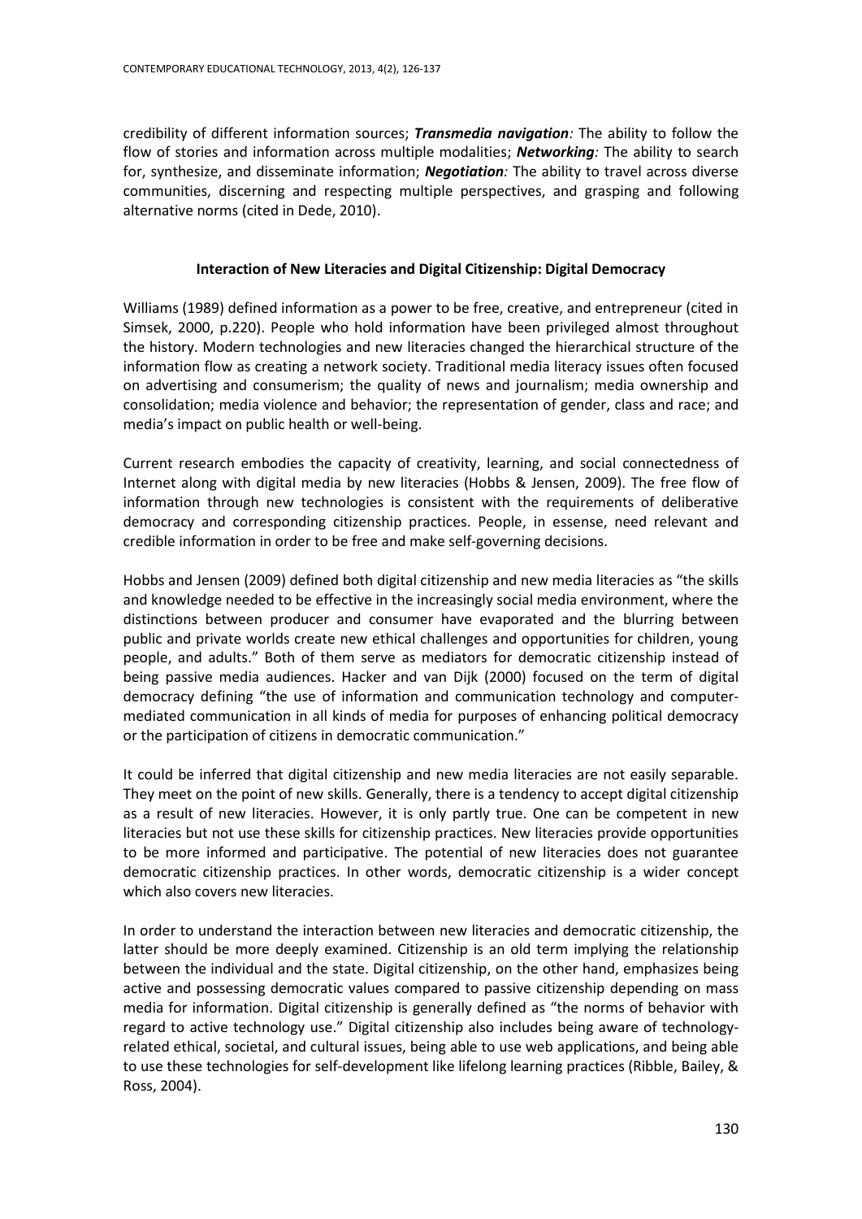credibility of different information sources; ***Transmedia navigation**:* The ability to follow the flow of stories and information across multiple modalities; ***Networking**:* The ability to search for, synthesize, and disseminate information; ***Negotiation**:* The ability to travel across diverse communities, discerning and respecting multiple perspectives, and grasping and following alternative norms (cited in Dede, 2010).

### Interaction of New Literacies and Digital Citizenship: Digital Democracy

Williams (1989) defined information as a power to be free, creative, and entrepreneur (cited in Simsek, 2000, p.220). People who hold information have been privileged almost throughout the history. Modern technologies and new literacies changed the hierarchical structure of the information flow as creating a network society. Traditional media literacy issues often focused on advertising and consumerism; the quality of news and journalism; media ownership and consolidation; media violence and behavior; the representation of gender, class and race; and media's impact on public health or well-being.

Current research embodies the capacity of creativity, learning, and social connectedness of Internet along with digital media by new literacies (Hobbs & Jensen, 2009). The free flow of information through new technologies is consistent with the requirements of deliberative democracy and corresponding citizenship practices. People, in essense, need relevant and credible information in order to be free and make self-governing decisions.

Hobbs and Jensen (2009) defined both digital citizenship and new media literacies as "the skills and knowledge needed to be effective in the increasingly social media environment, where the distinctions between producer and consumer have evaporated and the blurring between public and private worlds create new ethical challenges and opportunities for children, young people, and adults." Both of them serve as mediators for democratic citizenship instead of being passive media audiences. Hacker and van Dijk (2000) focused on the term of digital democracy defining "the use of information and communication technology and computer-mediated communication in all kinds of media for purposes of enhancing political democracy or the participation of citizens in democratic communication."

It could be inferred that digital citizenship and new media literacies are not easily separable. They meet on the point of new skills. Generally, there is a tendency to accept digital citizenship as a result of new literacies. However, it is only partly true. One can be competent in new literacies but not use these skills for citizenship practices. New literacies provide opportunities to be more informed and participative. The potential of new literacies does not guarantee democratic citizenship practices. In other words, democratic citizenship is a wider concept which also covers new literacies.

In order to understand the interaction between new literacies and democratic citizenship, the latter should be more deeply examined. Citizenship is an old term implying the relationship between the individual and the state. Digital citizenship, on the other hand, emphasizes being active and possessing democratic values compared to passive citizenship depending on mass media for information. Digital citizenship is generally defined as "the norms of behavior with regard to active technology use." Digital citizenship also includes being aware of technology-related ethical, societal, and cultural issues, being able to use web applications, and being able to use these technologies for self-development like lifelong learning practices (Ribble, Bailey, & Ross, 2004).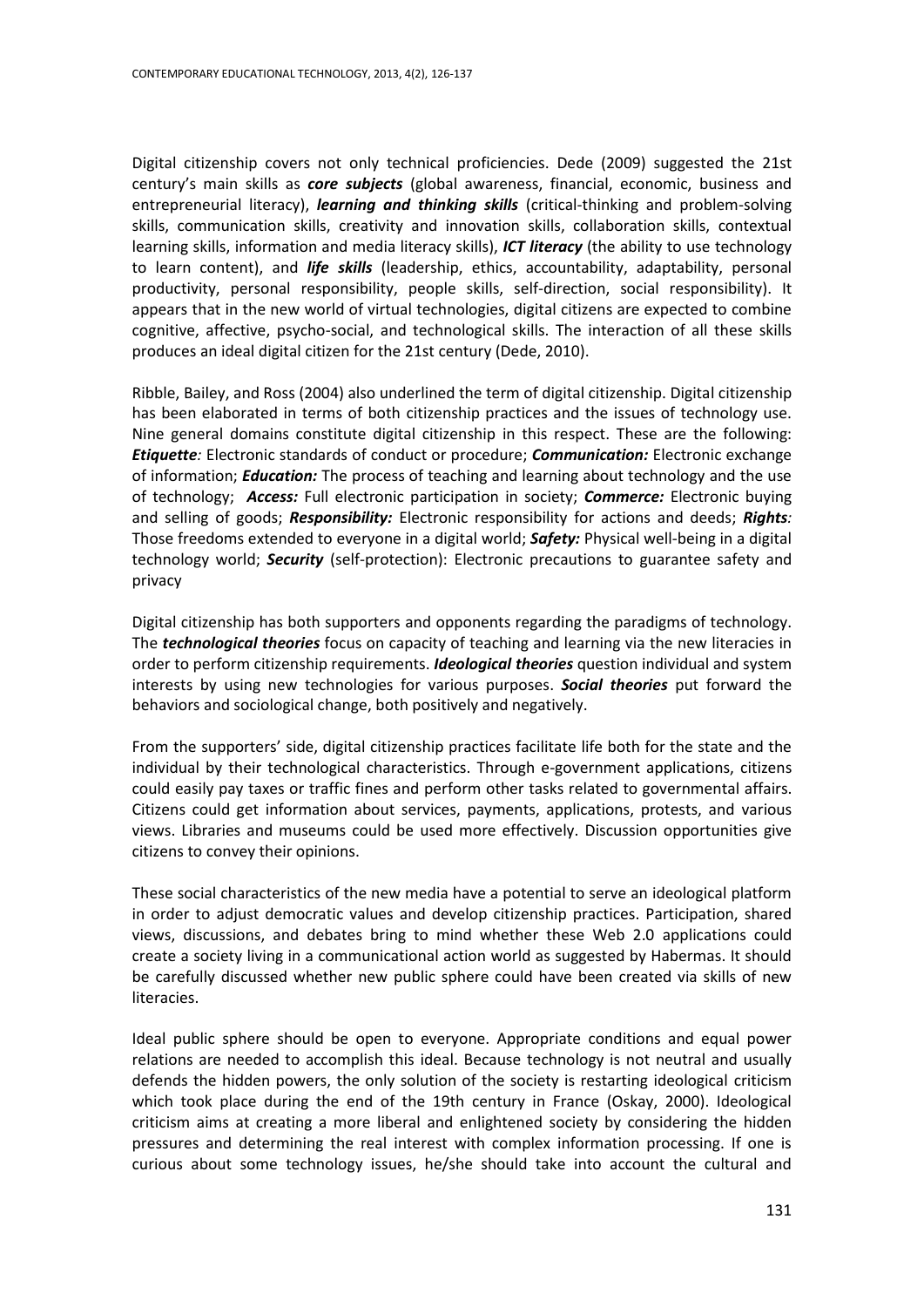Digital citizenship covers not only technical proficiencies. Dede (2009) suggested the 21st century's main skills as ***core subjects*** (global awareness, financial, economic, business and entrepreneurial literacy), ***learning and thinking skills*** (critical-thinking and problem-solving skills, communication skills, creativity and innovation skills, collaboration skills, contextual learning skills, information and media literacy skills), ***ICT literacy*** (the ability to use technology to learn content), and ***life skills*** (leadership, ethics, accountability, adaptability, personal productivity, personal responsibility, people skills, self-direction, social responsibility). It appears that in the new world of virtual technologies, digital citizens are expected to combine cognitive, affective, psycho-social, and technological skills. The interaction of all these skills produces an ideal digital citizen for the 21st century (Dede, 2010).

Ribble, Bailey, and Ross (2004) also underlined the term of digital citizenship. Digital citizenship has been elaborated in terms of both citizenship practices and the issues of technology use. Nine general domains constitute digital citizenship in this respect. These are the following: ***Etiquette****:* Electronic standards of conduct or procedure; ***Communication:*** Electronic exchange of information; ***Education:*** The process of teaching and learning about technology and the use of technology; ***Access:*** Full electronic participation in society; ***Commerce:*** Electronic buying and selling of goods; ***Responsibility:*** Electronic responsibility for actions and deeds; ***Rights****:* Those freedoms extended to everyone in a digital world; ***Safety:*** Physical well-being in a digital technology world; ***Security*** (self-protection): Electronic precautions to guarantee safety and privacy

Digital citizenship has both supporters and opponents regarding the paradigms of technology. The ***technological theories*** focus on capacity of teaching and learning via the new literacies in order to perform citizenship requirements. ***Ideological theories*** question individual and system interests by using new technologies for various purposes. ***Social theories*** put forward the behaviors and sociological change, both positively and negatively.

From the supporters' side, digital citizenship practices facilitate life both for the state and the individual by their technological characteristics. Through e-government applications, citizens could easily pay taxes or traffic fines and perform other tasks related to governmental affairs. Citizens could get information about services, payments, applications, protests, and various views. Libraries and museums could be used more effectively. Discussion opportunities give citizens to convey their opinions.

These social characteristics of the new media have a potential to serve an ideological platform in order to adjust democratic values and develop citizenship practices. Participation, shared views, discussions, and debates bring to mind whether these Web 2.0 applications could create a society living in a communicational action world as suggested by Habermas. It should be carefully discussed whether new public sphere could have been created via skills of new literacies.

Ideal public sphere should be open to everyone. Appropriate conditions and equal power relations are needed to accomplish this ideal. Because technology is not neutral and usually defends the hidden powers, the only solution of the society is restarting ideological criticism which took place during the end of the 19th century in France (Oskay, 2000). Ideological criticism aims at creating a more liberal and enlightened society by considering the hidden pressures and determining the real interest with complex information processing. If one is curious about some technology issues, he/she should take into account the cultural and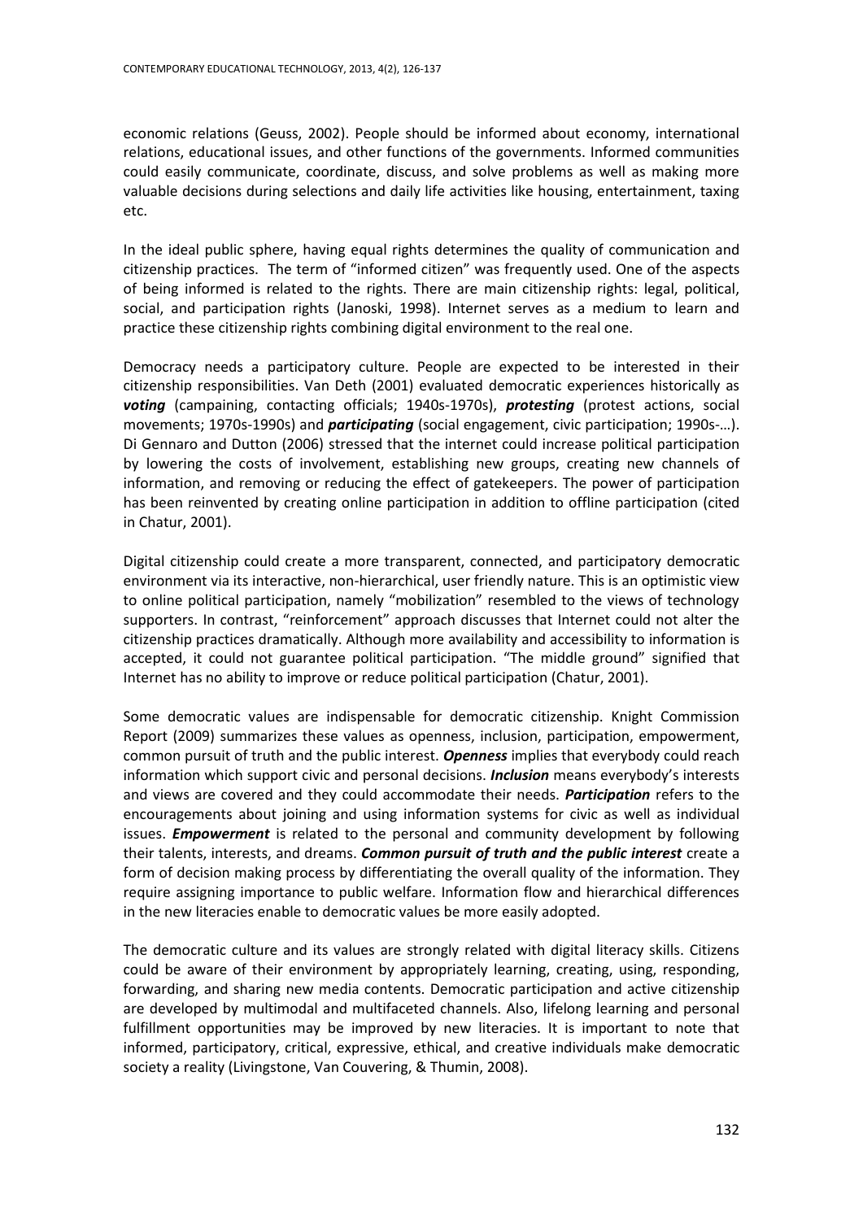economic relations (Geuss, 2002). People should be informed about economy, international relations, educational issues, and other functions of the governments. Informed communities could easily communicate, coordinate, discuss, and solve problems as well as making more valuable decisions during selections and daily life activities like housing, entertainment, taxing etc.

In the ideal public sphere, having equal rights determines the quality of communication and citizenship practices. The term of "informed citizen" was frequently used. One of the aspects of being informed is related to the rights. There are main citizenship rights: legal, political, social, and participation rights (Janoski, 1998). Internet serves as a medium to learn and practice these citizenship rights combining digital environment to the real one.

Democracy needs a participatory culture. People are expected to be interested in their citizenship responsibilities. Van Deth (2001) evaluated democratic experiences historically as ***voting*** (campaining, contacting officials; 1940s-1970s), ***protesting*** (protest actions, social movements; 1970s-1990s) and ***participating*** (social engagement, civic participation; 1990s-…). Di Gennaro and Dutton (2006) stressed that the internet could increase political participation by lowering the costs of involvement, establishing new groups, creating new channels of information, and removing or reducing the effect of gatekeepers. The power of participation has been reinvented by creating online participation in addition to offline participation (cited in Chatur, 2001).

Digital citizenship could create a more transparent, connected, and participatory democratic environment via its interactive, non-hierarchical, user friendly nature. This is an optimistic view to online political participation, namely "mobilization" resembled to the views of technology supporters. In contrast, "reinforcement" approach discusses that Internet could not alter the citizenship practices dramatically. Although more availability and accessibility to information is accepted, it could not guarantee political participation. "The middle ground" signified that Internet has no ability to improve or reduce political participation (Chatur, 2001).

Some democratic values are indispensable for democratic citizenship. Knight Commission Report (2009) summarizes these values as openness, inclusion, participation, empowerment, common pursuit of truth and the public interest. ***Openness*** implies that everybody could reach information which support civic and personal decisions. ***Inclusion*** means everybody's interests and views are covered and they could accommodate their needs. ***Participation*** refers to the encouragements about joining and using information systems for civic as well as individual issues. ***Empowerment*** is related to the personal and community development by following their talents, interests, and dreams. ***Common pursuit of truth and the public interest*** create a form of decision making process by differentiating the overall quality of the information. They require assigning importance to public welfare. Information flow and hierarchical differences in the new literacies enable to democratic values be more easily adopted.

The democratic culture and its values are strongly related with digital literacy skills. Citizens could be aware of their environment by appropriately learning, creating, using, responding, forwarding, and sharing new media contents. Democratic participation and active citizenship are developed by multimodal and multifaceted channels. Also, lifelong learning and personal fulfillment opportunities may be improved by new literacies. It is important to note that informed, participatory, critical, expressive, ethical, and creative individuals make democratic society a reality (Livingstone, Van Couvering, & Thumin, 2008).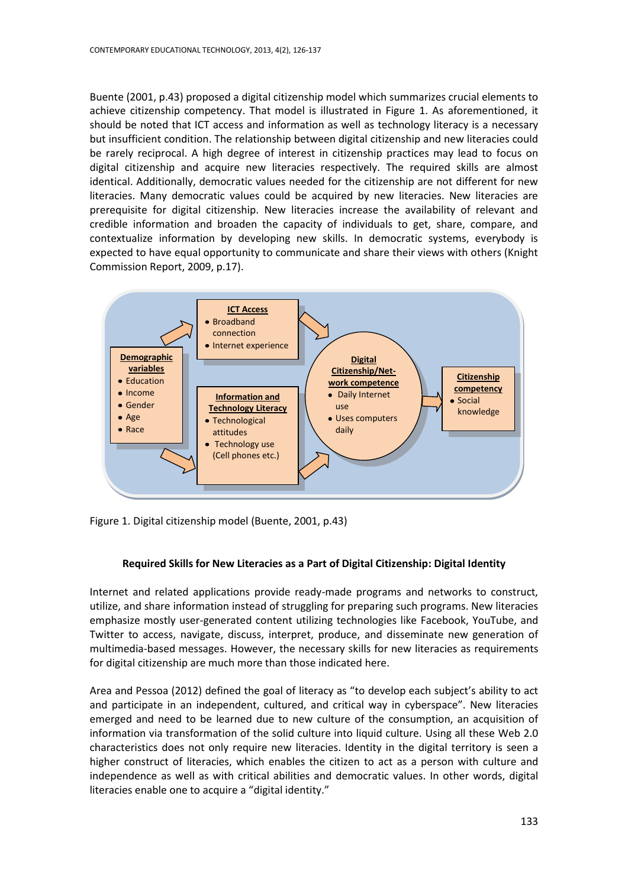Buente (2001, p.43) proposed a digital citizenship model which summarizes crucial elements to achieve citizenship competency. That model is illustrated in Figure 1. As aforementioned, it should be noted that ICT access and information as well as technology literacy is a necessary but insufficient condition. The relationship between digital citizenship and new literacies could be rarely reciprocal. A high degree of interest in citizenship practices may lead to focus on digital citizenship and acquire new literacies respectively. The required skills are almost identical. Additionally, democratic values needed for the citizenship are not different for new literacies. Many democratic values could be acquired by new literacies. New literacies are prerequisite for digital citizenship. New literacies increase the availability of relevant and credible information and broaden the capacity of individuals to get, share, compare, and contextualize information by developing new skills. In democratic systems, everybody is expected to have equal opportunity to communicate and share their views with others (Knight Commission Report, 2009, p.17).

Figure 1. Digital citizenship model (Buente, 2001, p.43)

### Required Skills for New Literacies as a Part of Digital Citizenship: Digital Identity

Internet and related applications provide ready-made programs and networks to construct, utilize, and share information instead of struggling for preparing such programs. New literacies emphasize mostly user-generated content utilizing technologies like Facebook, YouTube, and Twitter to access, navigate, discuss, interpret, produce, and disseminate new generation of multimedia-based messages. However, the necessary skills for new literacies as requirements for digital citizenship are much more than those indicated here.

Area and Pessoa (2012) defined the goal of literacy as "to develop each subject's ability to act and participate in an independent, cultured, and critical way in cyberspace". New literacies emerged and need to be learned due to new culture of the consumption, an acquisition of information via transformation of the solid culture into liquid culture. Using all these Web 2.0 characteristics does not only require new literacies. Identity in the digital territory is seen a higher construct of literacies, which enables the citizen to act as a person with culture and independence as well as with critical abilities and democratic values. In other words, digital literacies enable one to acquire a "digital identity."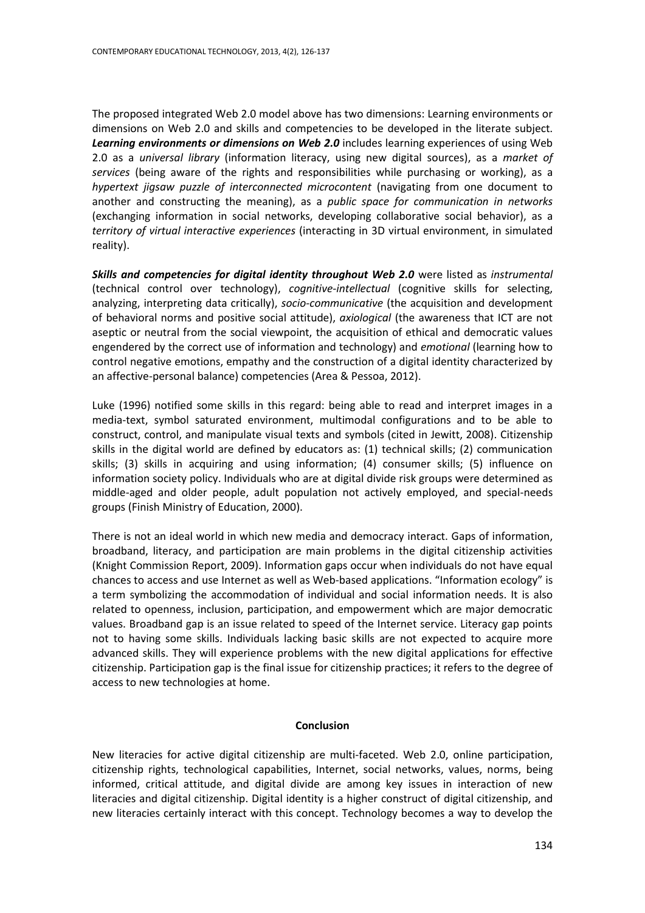The proposed integrated Web 2.0 model above has two dimensions: Learning environments or dimensions on Web 2.0 and skills and competencies to be developed in the literate subject. ***Learning environments or dimensions on Web 2.0*** includes learning experiences of using Web 2.0 as a *universal library* (information literacy, using new digital sources), as a *market of services* (being aware of the rights and responsibilities while purchasing or working), as a *hypertext jigsaw puzzle of interconnected microcontent* (navigating from one document to another and constructing the meaning), as a *public space for communication in networks* (exchanging information in social networks, developing collaborative social behavior), as a *territory of virtual interactive experiences* (interacting in 3D virtual environment, in simulated reality).

***Skills and competencies for digital identity throughout Web 2.0*** were listed as *instrumental* (technical control over technology), *cognitive-intellectual* (cognitive skills for selecting, analyzing, interpreting data critically), *socio-communicative* (the acquisition and development of behavioral norms and positive social attitude), *axiological* (the awareness that ICT are not aseptic or neutral from the social viewpoint, the acquisition of ethical and democratic values engendered by the correct use of information and technology) and *emotional* (learning how to control negative emotions, empathy and the construction of a digital identity characterized by an affective-personal balance) competencies (Area & Pessoa, 2012).

Luke (1996) notified some skills in this regard: being able to read and interpret images in a media-text, symbol saturated environment, multimodal configurations and to be able to construct, control, and manipulate visual texts and symbols (cited in Jewitt, 2008). Citizenship skills in the digital world are defined by educators as: (1) technical skills; (2) communication skills; (3) skills in acquiring and using information; (4) consumer skills; (5) influence on information society policy. Individuals who are at digital divide risk groups were determined as middle-aged and older people, adult population not actively employed, and special-needs groups (Finish Ministry of Education, 2000).

There is not an ideal world in which new media and democracy interact. Gaps of information, broadband, literacy, and participation are main problems in the digital citizenship activities (Knight Commission Report, 2009). Information gaps occur when individuals do not have equal chances to access and use Internet as well as Web-based applications. "Information ecology" is a term symbolizing the accommodation of individual and social information needs. It is also related to openness, inclusion, participation, and empowerment which are major democratic values. Broadband gap is an issue related to speed of the Internet service. Literacy gap points not to having some skills. Individuals lacking basic skills are not expected to acquire more advanced skills. They will experience problems with the new digital applications for effective citizenship. Participation gap is the final issue for citizenship practices; it refers to the degree of access to new technologies at home.

## Conclusion

New literacies for active digital citizenship are multi-faceted. Web 2.0, online participation, citizenship rights, technological capabilities, Internet, social networks, values, norms, being informed, critical attitude, and digital divide are among key issues in interaction of new literacies and digital citizenship. Digital identity is a higher construct of digital citizenship, and new literacies certainly interact with this concept. Technology becomes a way to develop the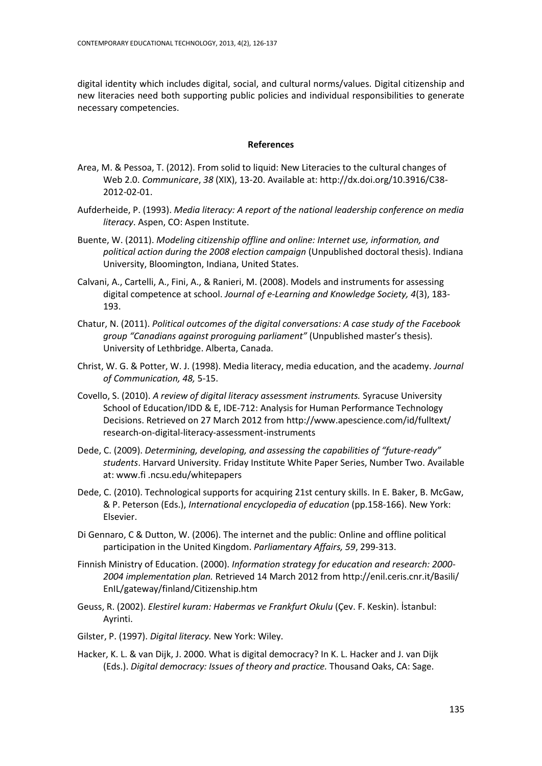digital identity which includes digital, social, and cultural norms/values. Digital citizenship and new literacies need both supporting public policies and individual responsibilities to generate necessary competencies.

## References

Area, M. & Pessoa, T. (2012). From solid to liquid: New Literacies to the cultural changes of Web 2.0. *Communicare*, *38* (XIX), 13-20. Available at: http://dx.doi.org/10.3916/C38-2012-02-01.

Aufderheide, P. (1993). *Media literacy: A report of the national leadership conference on media literacy*. Aspen, CO: Aspen Institute.

Buente, W. (2011). *Modeling citizenship offline and online: Internet use, information, and political action during the 2008 election campaign* (Unpublished doctoral thesis). Indiana University, Bloomington, Indiana, United States.

Calvani, A., Cartelli, A., Fini, A., & Ranieri, M. (2008). Models and instruments for assessing digital competence at school. *Journal of e-Learning and Knowledge Society, 4*(3), 183-193.

Chatur, N. (2011). *Political outcomes of the digital conversations: A case study of the Facebook group "Canadians against proroguing parliament"* (Unpublished master's thesis). University of Lethbridge. Alberta, Canada.

Christ, W. G. & Potter, W. J. (1998). Media literacy, media education, and the academy. *Journal of Communication, 48,* 5-15.

Covello, S. (2010). *A review of digital literacy assessment instruments.* Syracuse University School of Education/IDD & E, IDE-712: Analysis for Human Performance Technology Decisions. Retrieved on 27 March 2012 from http://www.apescience.com/id/fulltext/research-on-digital-literacy-assessment-instruments

Dede, C. (2009). *Determining, developing, and assessing the capabilities of "future-ready" students*. Harvard University. Friday Institute White Paper Series, Number Two. Available at: www.fi .ncsu.edu/whitepapers

Dede, C. (2010). Technological supports for acquiring 21st century skills. In E. Baker, B. McGaw, & P. Peterson (Eds.), *International encyclopedia of education* (pp.158-166). New York: Elsevier.

Di Gennaro, C & Dutton, W. (2006). The internet and the public: Online and offline political participation in the United Kingdom. *Parliamentary Affairs, 59*, 299-313.

Finnish Ministry of Education. (2000). *Information strategy for education and research: 2000-2004 implementation plan.* Retrieved 14 March 2012 from http://enil.ceris.cnr.it/Basili/EnIL/gateway/finland/Citizenship.htm

Geuss, R. (2002). *Elestirel kuram: Habermas ve Frankfurt Okulu* (Çev. F. Keskin). İstanbul: Ayrinti.

Gilster, P. (1997). *Digital literacy.* New York: Wiley.

Hacker, K. L. & van Dijk, J. 2000. What is digital democracy? In K. L. Hacker and J. van Dijk (Eds.). *Digital democracy: Issues of theory and practice.* Thousand Oaks, CA: Sage.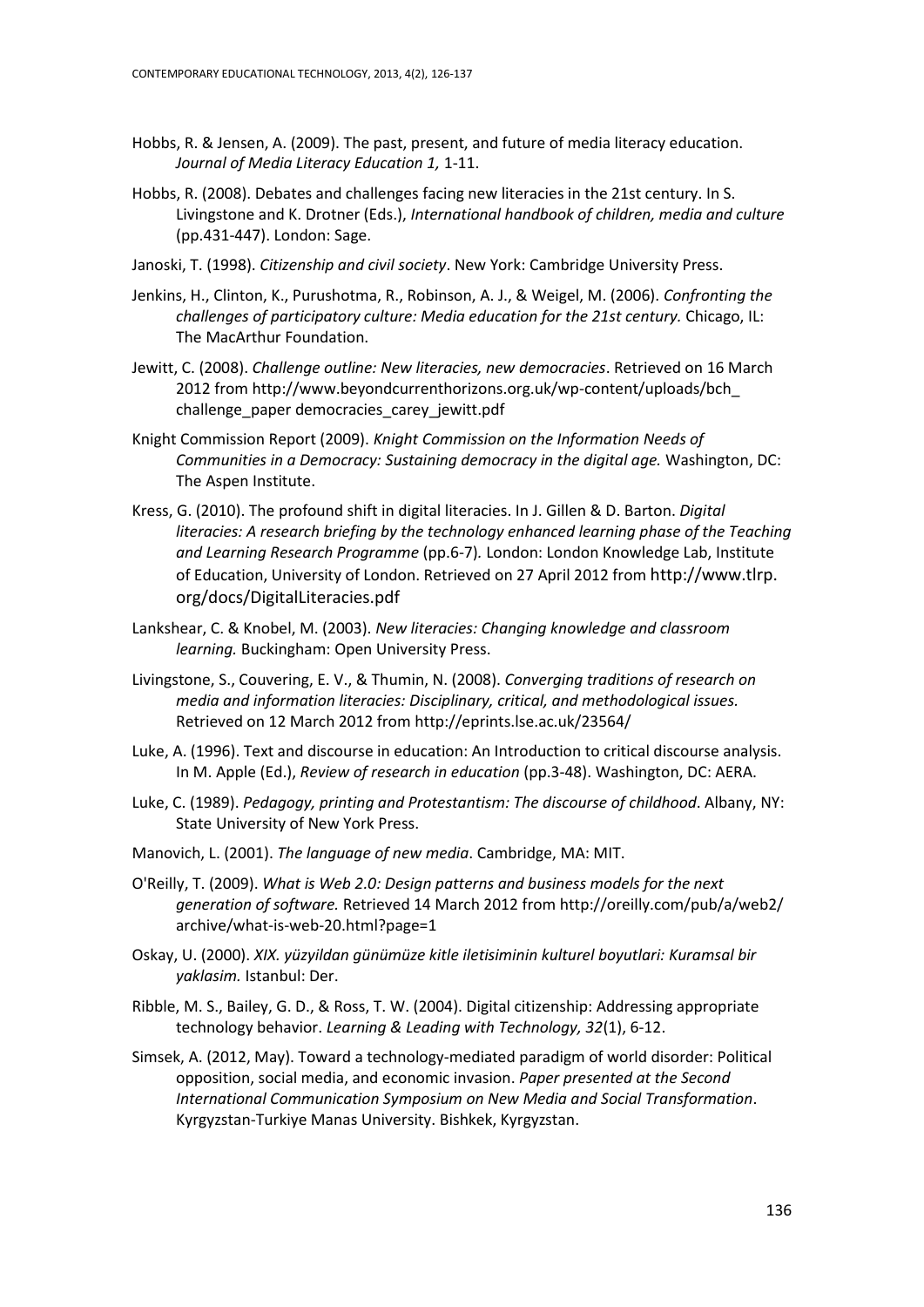Hobbs, R. & Jensen, A. (2009). The past, present, and future of media literacy education. *Journal of Media Literacy Education 1,* 1-11.

Hobbs, R. (2008). Debates and challenges facing new literacies in the 21st century. In S. Livingstone and K. Drotner (Eds.), *International handbook of children, media and culture* (pp.431-447). London: Sage.

Janoski, T. (1998). *Citizenship and civil society*. New York: Cambridge University Press.

Jenkins, H., Clinton, K., Purushotma, R., Robinson, A. J., & Weigel, M. (2006). *Confronting the challenges of participatory culture: Media education for the 21st century.* Chicago, IL: The MacArthur Foundation.

Jewitt, C. (2008). *Challenge outline: New literacies, new democracies*. Retrieved on 16 March 2012 from http://www.beyondcurrenthorizons.org.uk/wp-content/uploads/bch_ challenge_paper democracies_carey_jewitt.pdf

Knight Commission Report (2009). *Knight Commission on the Information Needs of Communities in a Democracy: Sustaining democracy in the digital age.* Washington, DC: The Aspen Institute.

Kress, G. (2010). The profound shift in digital literacies. In J. Gillen & D. Barton. *Digital literacies: A research briefing by the technology enhanced learning phase of the Teaching and Learning Research Programme* (pp.6-7)*.* London: London Knowledge Lab, Institute of Education, University of London. Retrieved on 27 April 2012 from http://www.tlrp.org/docs/DigitalLiteracies.pdf

Lankshear, C. & Knobel, M. (2003). *New literacies: Changing knowledge and classroom learning.* Buckingham: Open University Press.

Livingstone, S., Couvering, E. V., & Thumin, N. (2008). *Converging traditions of research on media and information literacies: Disciplinary, critical, and methodological issues.* Retrieved on 12 March 2012 from http://eprints.lse.ac.uk/23564/

Luke, A. (1996). Text and discourse in education: An Introduction to critical discourse analysis. In M. Apple (Ed.), *Review of research in education* (pp.3-48). Washington, DC: AERA.

Luke, C. (1989). *Pedagogy, printing and Protestantism: The discourse of childhood*. Albany, NY: State University of New York Press.

Manovich, L. (2001). *The language of new media*. Cambridge, MA: MIT.

O'Reilly, T. (2009). *What is Web 2.0: Design patterns and business models for the next generation of software.* Retrieved 14 March 2012 from http://oreilly.com/pub/a/web2/archive/what-is-web-20.html?page=1

Oskay, U. (2000). *XIX. yüzyildan günümüze kitle iletisiminin kulturel boyutlari: Kuramsal bir yaklasim.* Istanbul: Der.

Ribble, M. S., Bailey, G. D., & Ross, T. W. (2004). Digital citizenship: Addressing appropriate technology behavior. *Learning & Leading with Technology, 32*(1), 6-12.

Simsek, A. (2012, May). Toward a technology-mediated paradigm of world disorder: Political opposition, social media, and economic invasion. *Paper presented at the Second International Communication Symposium on New Media and Social Transformation*. Kyrgyzstan-Turkiye Manas University. Bishkek, Kyrgyzstan.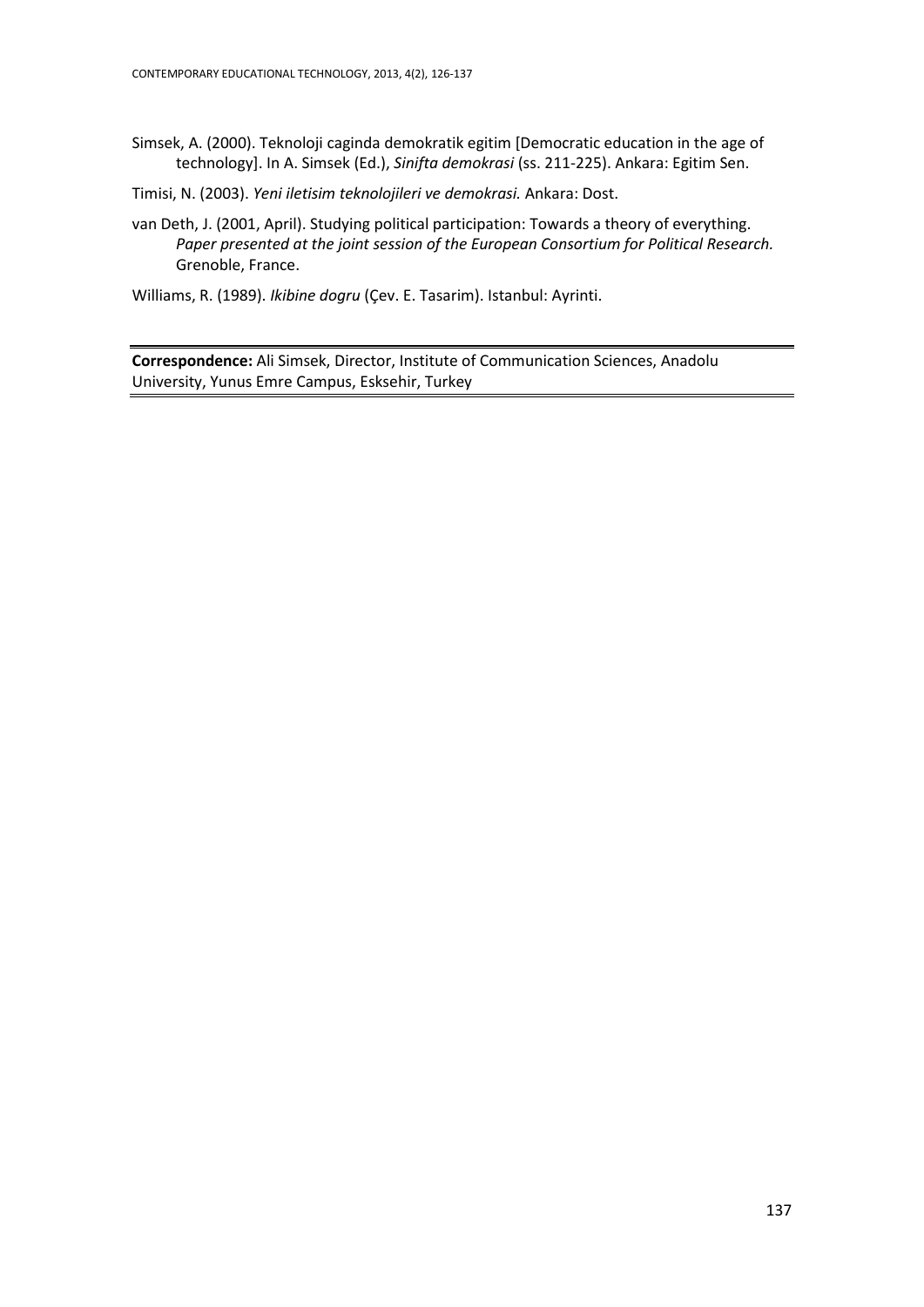Simsek, A. (2000). Teknoloji caginda demokratik egitim [Democratic education in the age of technology]. In A. Simsek (Ed.), *Sinifta demokrasi* (ss. 211-225). Ankara: Egitim Sen.

Timisi, N. (2003). *Yeni iletisim teknolojileri ve demokrasi.* Ankara: Dost.

van Deth, J. (2001, April). Studying political participation: Towards a theory of everything. *Paper presented at the joint session of the European Consortium for Political Research.* Grenoble, France.

Williams, R. (1989). *Ikibine dogru* (Çev. E. Tasarim). Istanbul: Ayrinti.

---

**Correspondence:** Ali Simsek, Director, Institute of Communication Sciences, Anadolu University, Yunus Emre Campus, Esksehir, Turkey